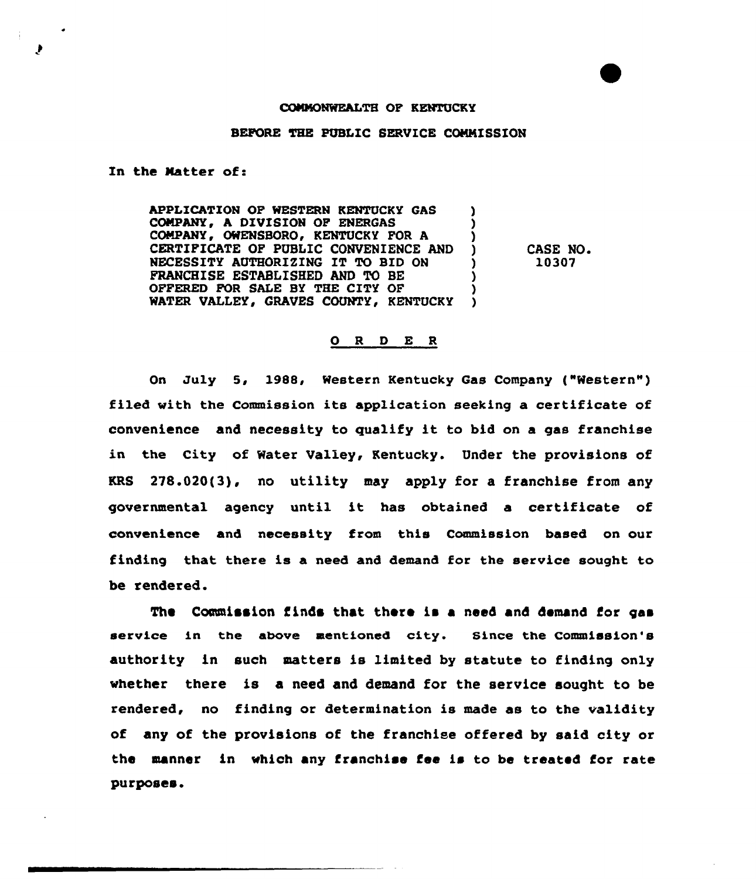COMMONWEALTH OF KENTUCKY

BEFORE THE PUBLIC SERVICE COMMISSION

In the Matter of:

| | | |
|---|---|---|
| APPLICATION OF WESTERN KENTUCKY GAS COMPANY, A DIVISION OF ENERGAS COMPANY, OWENSBORO, KENTUCKY FOR A CERTIFICATE OF PUBLIC CONVENIENCE AND NECESSITY AUTHORIZING IT TO BID ON FRANCHISE ESTABLISHED AND TO BE OFFERED FOR SALE BY THE CITY OF WATER VALLEY, GRAVES COUNTY, KENTUCKY | ) | CASE NO. 10307 |

## O R D E R

On July 5, 1988, Western Kentucky Gas Company ("Western") filed with the Commission its application seeking a certificate of convenience and necessity to qualify it to bid on a gas franchise in the City of Water Valley, Kentucky. Under the provisions of KRS 278.020(3), no utility may apply for a franchise from any governmental agency until it has obtained a certificate of convenience and necessity from this Commission based on our finding that there is a need and demand for the service sought to be rendered.

The Commission finds that there is a need and demand for gas service in the above mentioned city. Since the Commission's authority in such matters is limited by statute to finding only whether there is a need and demand for the service sought to be rendered, no finding or determination is made as to the validity of any of the provisions of the franchise offered by said city or the manner in which any franchise fee is to be treated for rate purposes.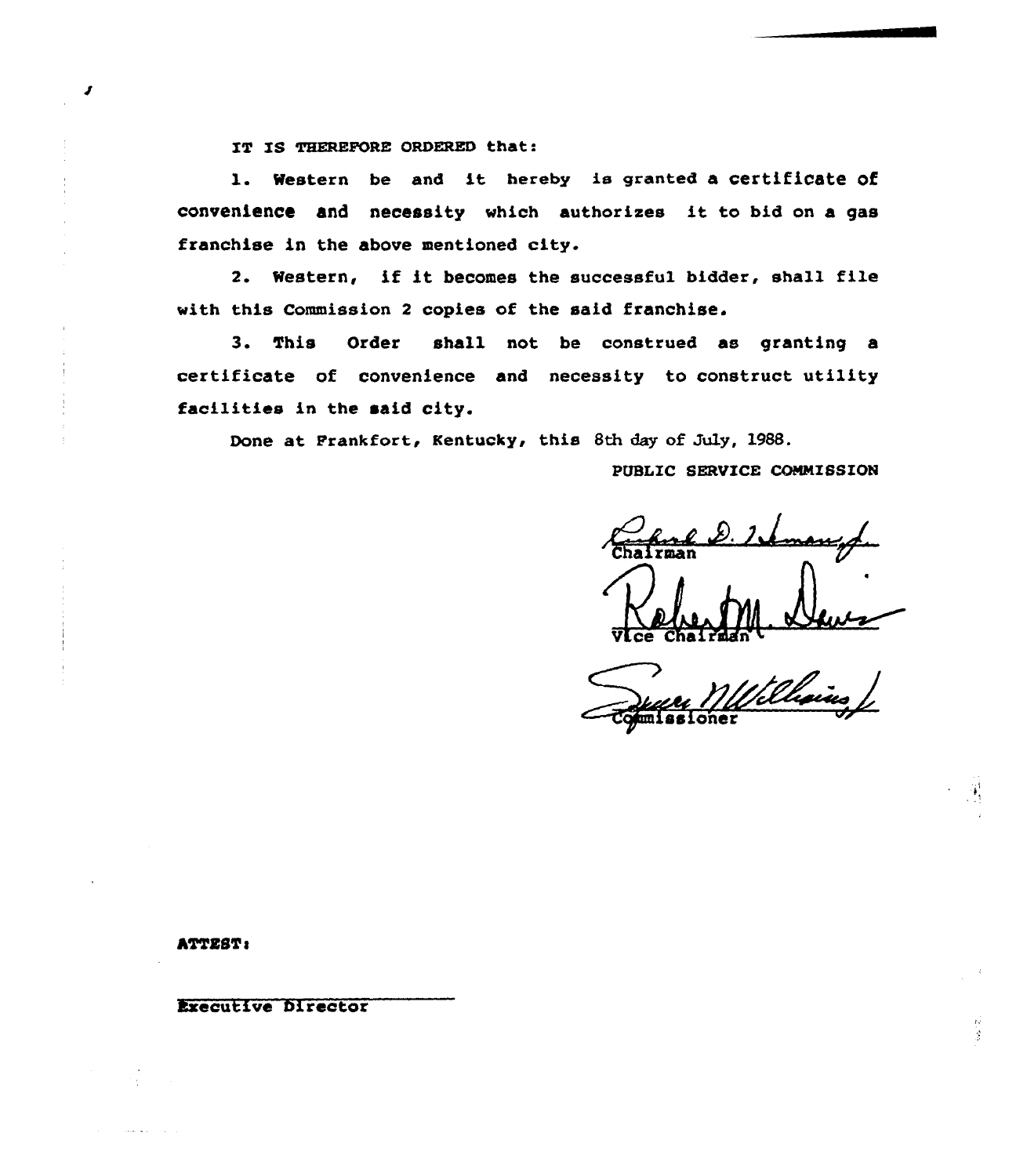IT IS THEREFORE ORDERED that:

1. Western be and it hereby is granted a certificate of convenience and necessity which authorizes it to bid on a gas franchise in the above mentioned city.

2. Western, if it becomes the successful bidder, shall file with this Commission 2 copies of the said franchise.

3. This Order shall not be construed as granting a certificate of convenience and necessity to construct utility facilities in the said city.

Done at Frankfort, Kentucky, this 8th day of July, 1988.

PUBLIC SERVICE COMMISSION

Chairman

Vice Chairman

Commissioner

ATTEST:

Executive Director